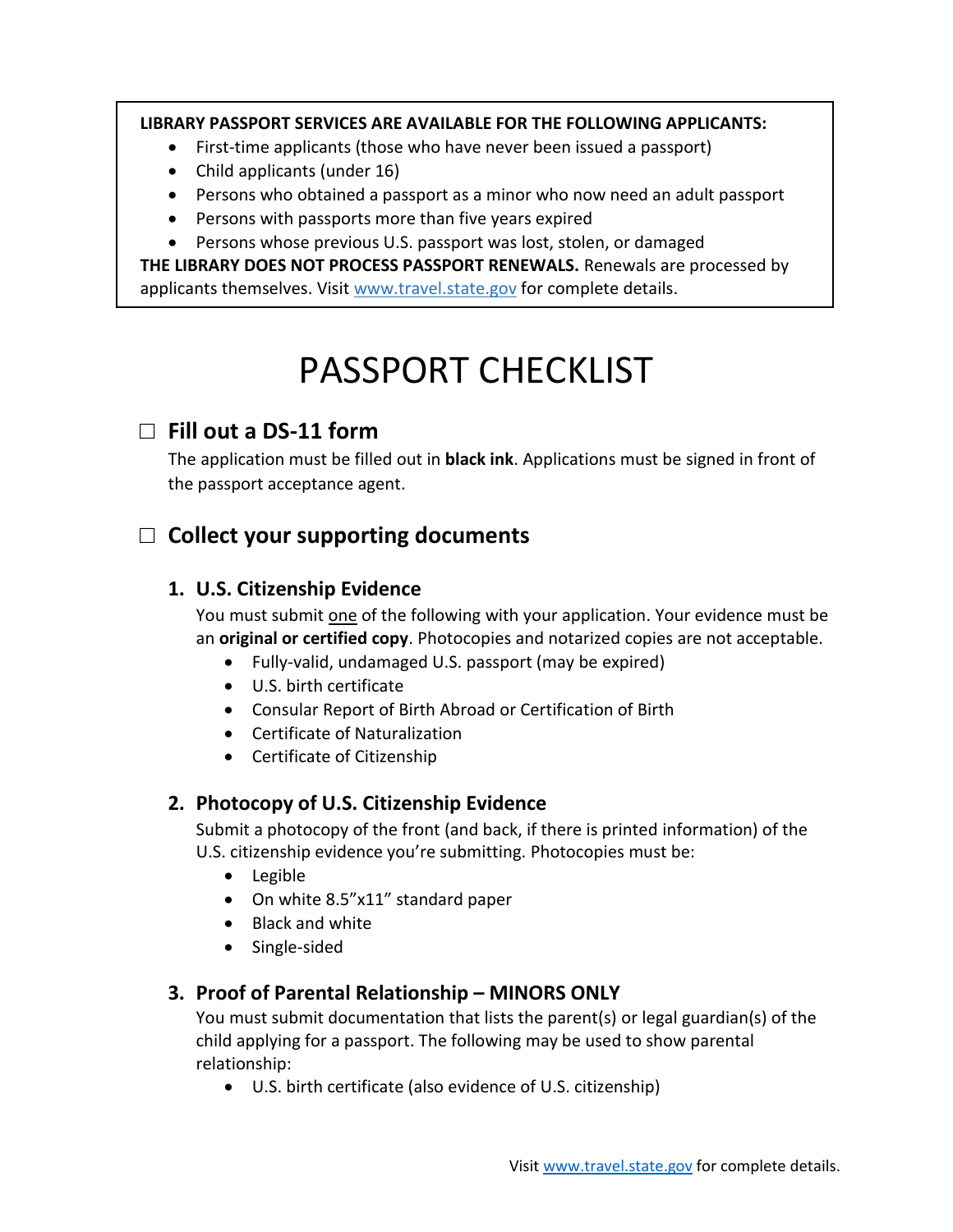**LIBRARY PASSPORT SERVICES ARE AVAILABLE FOR THE FOLLOWING APPLICANTS:**

- First-time applicants (those who have never been issued a passport)
- Child applicants (under 16)
- Persons who obtained a passport as a minor who now need an adult passport
- Persons with passports more than five years expired
- Persons whose previous U.S. passport was lost, stolen, or damaged

**THE LIBRARY DOES NOT PROCESS PASSPORT RENEWALS.** Renewals are processed by applicants themselves. Visit [www.travel.state.gov](http://www.travel.state.gov) for complete details.

# PASSPORT CHECKLIST

## ☐ Fill out a DS-11 form

The application must be filled out in **black ink**. Applications must be signed in front of the passport acceptance agent.

## ☐ Collect your supporting documents

### 1. U.S. Citizenship Evidence

You must submit one of the following with your application. Your evidence must be an **original or certified copy**. Photocopies and notarized copies are not acceptable.

- Fully-valid, undamaged U.S. passport (may be expired)
- U.S. birth certificate
- Consular Report of Birth Abroad or Certification of Birth
- Certificate of Naturalization
- Certificate of Citizenship

### 2. Photocopy of U.S. Citizenship Evidence

Submit a photocopy of the front (and back, if there is printed information) of the U.S. citizenship evidence you're submitting. Photocopies must be:

- Legible
- On white 8.5"x11" standard paper
- Black and white
- Single-sided

### 3. Proof of Parental Relationship – MINORS ONLY

You must submit documentation that lists the parent(s) or legal guardian(s) of the child applying for a passport. The following may be used to show parental relationship:

- U.S. birth certificate (also evidence of U.S. citizenship)

Visit [www.travel.state.gov](http://www.travel.state.gov) for complete details.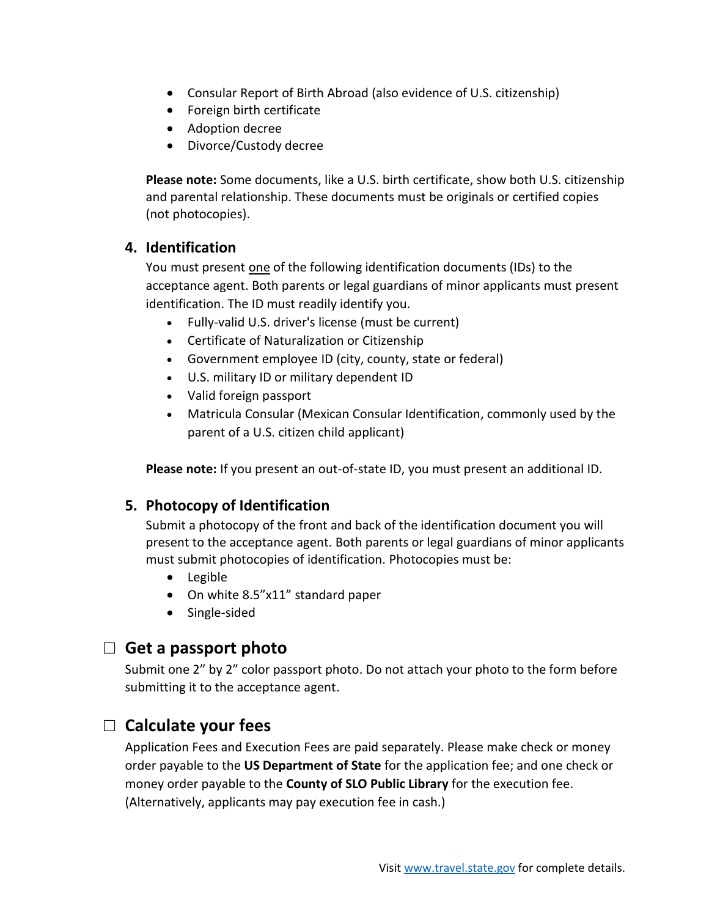- Consular Report of Birth Abroad (also evidence of U.S. citizenship)
- Foreign birth certificate
- Adoption decree
- Divorce/Custody decree

**Please note:** Some documents, like a U.S. birth certificate, show both U.S. citizenship and parental relationship. These documents must be originals or certified copies (not photocopies).

### 4. Identification

You must present one of the following identification documents (IDs) to the acceptance agent. Both parents or legal guardians of minor applicants must present identification. The ID must readily identify you.

- Fully-valid U.S. driver's license (must be current)
- Certificate of Naturalization or Citizenship
- Government employee ID (city, county, state or federal)
- U.S. military ID or military dependent ID
- Valid foreign passport
- Matricula Consular (Mexican Consular Identification, commonly used by the parent of a U.S. citizen child applicant)

**Please note:** If you present an out-of-state ID, you must present an additional ID.

### 5. Photocopy of Identification

Submit a photocopy of the front and back of the identification document you will present to the acceptance agent. Both parents or legal guardians of minor applicants must submit photocopies of identification. Photocopies must be:

- Legible
- On white 8.5"x11" standard paper
- Single-sided

## ☐ Get a passport photo

Submit one 2" by 2" color passport photo. Do not attach your photo to the form before submitting it to the acceptance agent.

## ☐ Calculate your fees

Application Fees and Execution Fees are paid separately. Please make check or money order payable to the **US Department of State** for the application fee; and one check or money order payable to the **County of SLO Public Library** for the execution fee. (Alternatively, applicants may pay execution fee in cash.)

Visit [www.travel.state.gov](http://www.travel.state.gov) for complete details.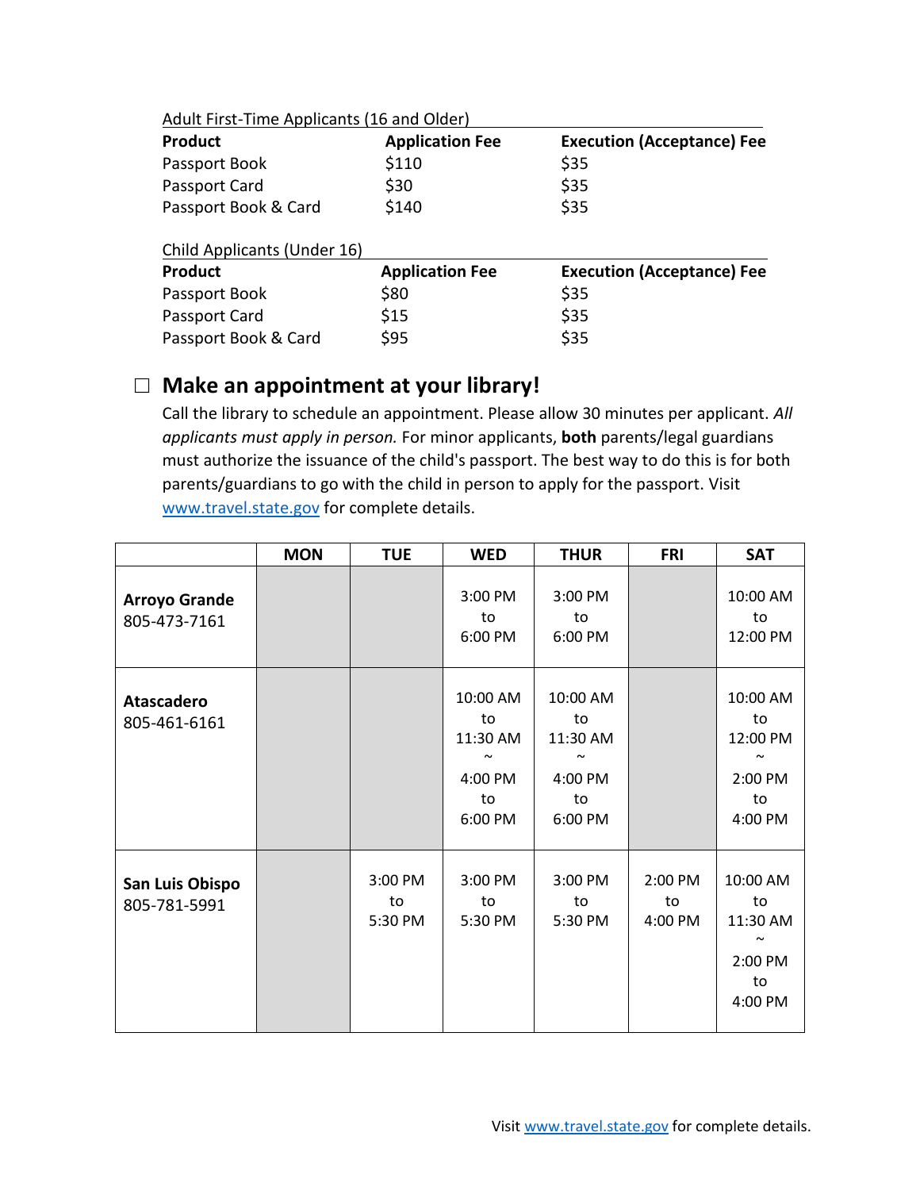Adult First-Time Applicants (16 and Older)

| Product | Application Fee | Execution (Acceptance) Fee |
|---|---|---|
| Passport Book | $110 | $35 |
| Passport Card | $30 | $35 |
| Passport Book & Card | $140 | $35 |

Child Applicants (Under 16)

| Product | Application Fee | Execution (Acceptance) Fee |
|---|---|---|
| Passport Book | $80 | $35 |
| Passport Card | $15 | $35 |
| Passport Book & Card | $95 | $35 |

## ☐ Make an appointment at your library!

Call the library to schedule an appointment. Please allow 30 minutes per applicant. *All applicants must apply in person.* For minor applicants, **both** parents/legal guardians must authorize the issuance of the child's passport. The best way to do this is for both parents/guardians to go with the child in person to apply for the passport. Visit www.travel.state.gov for complete details.

| | MON | TUE | WED | THUR | FRI | SAT |
|---|---|---|---|---|---|---|
| **Arroyo Grande** 805-473-7161 | | | 3:00 PM to 6:00 PM | 3:00 PM to 6:00 PM | | 10:00 AM to 12:00 PM |
| **Atascadero** 805-461-6161 | | | 10:00 AM to 11:30 AM ~ 4:00 PM to 6:00 PM | 10:00 AM to 11:30 AM ~ 4:00 PM to 6:00 PM | | 10:00 AM to 12:00 PM ~ 2:00 PM to 4:00 PM |
| **San Luis Obispo** 805-781-5991 | | 3:00 PM to 5:30 PM | 3:00 PM to 5:30 PM | 3:00 PM to 5:30 PM | 2:00 PM to 4:00 PM | 10:00 AM to 11:30 AM ~ 2:00 PM to 4:00 PM |

Visit www.travel.state.gov for complete details.